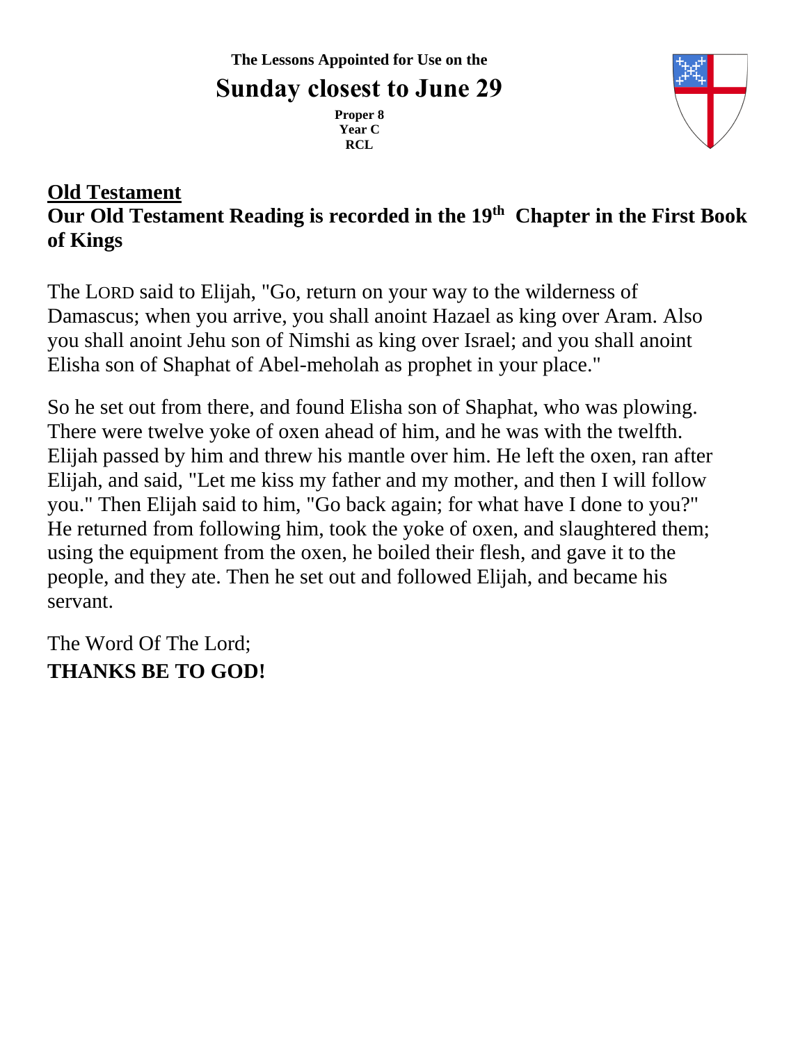**The Lessons Appointed for Use on the**

# Sunday closest to June 29

**Proper 8**
**Year C**
**RCL**

## Old Testament

**Our Old Testament Reading is recorded in the 19th Chapter in the First Book of Kings**

The LORD said to Elijah, "Go, return on your way to the wilderness of Damascus; when you arrive, you shall anoint Hazael as king over Aram. Also you shall anoint Jehu son of Nimshi as king over Israel; and you shall anoint Elisha son of Shaphat of Abel-meholah as prophet in your place."

So he set out from there, and found Elisha son of Shaphat, who was plowing. There were twelve yoke of oxen ahead of him, and he was with the twelfth. Elijah passed by him and threw his mantle over him. He left the oxen, ran after Elijah, and said, "Let me kiss my father and my mother, and then I will follow you." Then Elijah said to him, "Go back again; for what have I done to you?" He returned from following him, took the yoke of oxen, and slaughtered them; using the equipment from the oxen, he boiled their flesh, and gave it to the people, and they ate. Then he set out and followed Elijah, and became his servant.

The Word Of The Lord;
**THANKS BE TO GOD!**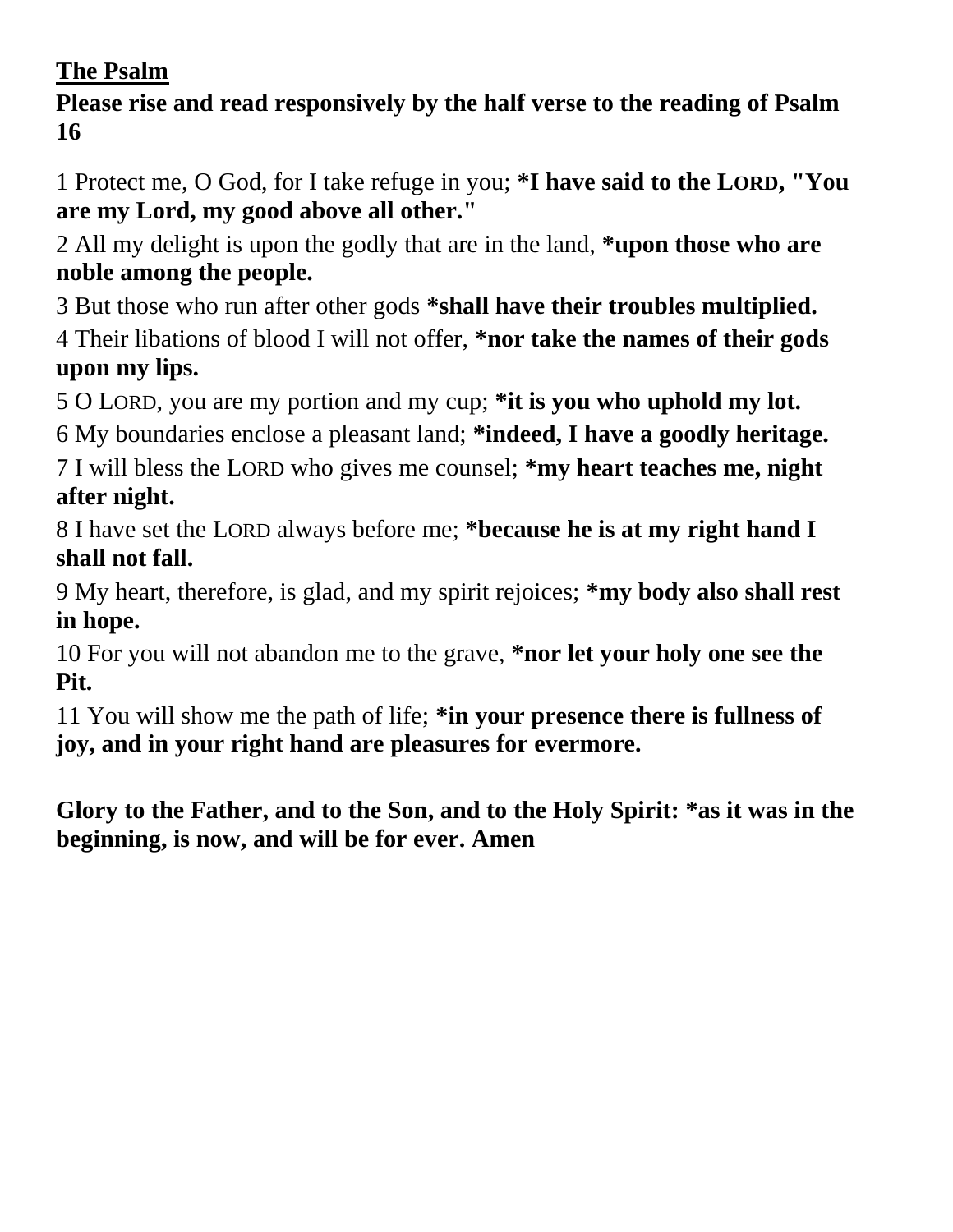**The Psalm**

**Please rise and read responsively by the half verse to the reading of Psalm 16**

1 Protect me, O God, for I take refuge in you; ***I have said to the LORD, "You are my Lord, my good above all other."**

2 All my delight is upon the godly that are in the land, ***upon those who are noble among the people.**

3 But those who run after other gods ***shall have their troubles multiplied.**

4 Their libations of blood I will not offer, ***nor take the names of their gods upon my lips.**

5 O LORD, you are my portion and my cup; ***it is you who uphold my lot.**

6 My boundaries enclose a pleasant land; ***indeed, I have a goodly heritage.**

7 I will bless the LORD who gives me counsel; ***my heart teaches me, night after night.**

8 I have set the LORD always before me; ***because he is at my right hand I shall not fall.**

9 My heart, therefore, is glad, and my spirit rejoices; ***my body also shall rest in hope.**

10 For you will not abandon me to the grave, ***nor let your holy one see the Pit.**

11 You will show me the path of life; ***in your presence there is fullness of joy, and in your right hand are pleasures for evermore.**

**Glory to the Father, and to the Son, and to the Holy Spirit: *as it was in the beginning, is now, and will be for ever. Amen**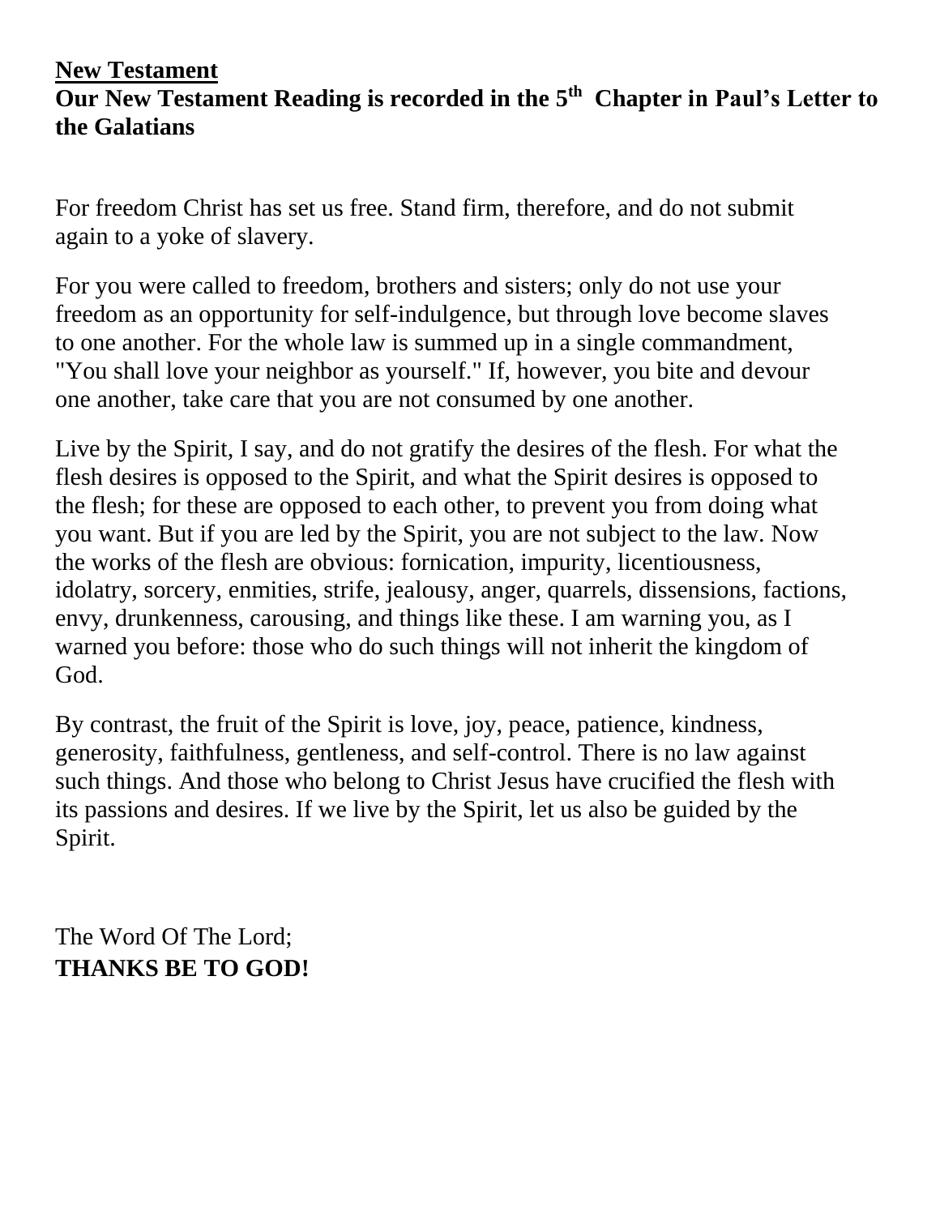**<u>New Testament</u>**

**Our New Testament Reading is recorded in the 5th Chapter in Paul's Letter to the Galatians**

For freedom Christ has set us free. Stand firm, therefore, and do not submit again to a yoke of slavery.

For you were called to freedom, brothers and sisters; only do not use your freedom as an opportunity for self-indulgence, but through love become slaves to one another. For the whole law is summed up in a single commandment, "You shall love your neighbor as yourself." If, however, you bite and devour one another, take care that you are not consumed by one another.

Live by the Spirit, I say, and do not gratify the desires of the flesh. For what the flesh desires is opposed to the Spirit, and what the Spirit desires is opposed to the flesh; for these are opposed to each other, to prevent you from doing what you want. But if you are led by the Spirit, you are not subject to the law. Now the works of the flesh are obvious: fornication, impurity, licentiousness, idolatry, sorcery, enmities, strife, jealousy, anger, quarrels, dissensions, factions, envy, drunkenness, carousing, and things like these. I am warning you, as I warned you before: those who do such things will not inherit the kingdom of God.

By contrast, the fruit of the Spirit is love, joy, peace, patience, kindness, generosity, faithfulness, gentleness, and self-control. There is no law against such things. And those who belong to Christ Jesus have crucified the flesh with its passions and desires. If we live by the Spirit, let us also be guided by the Spirit.

The Word Of The Lord;
**THANKS BE TO GOD!**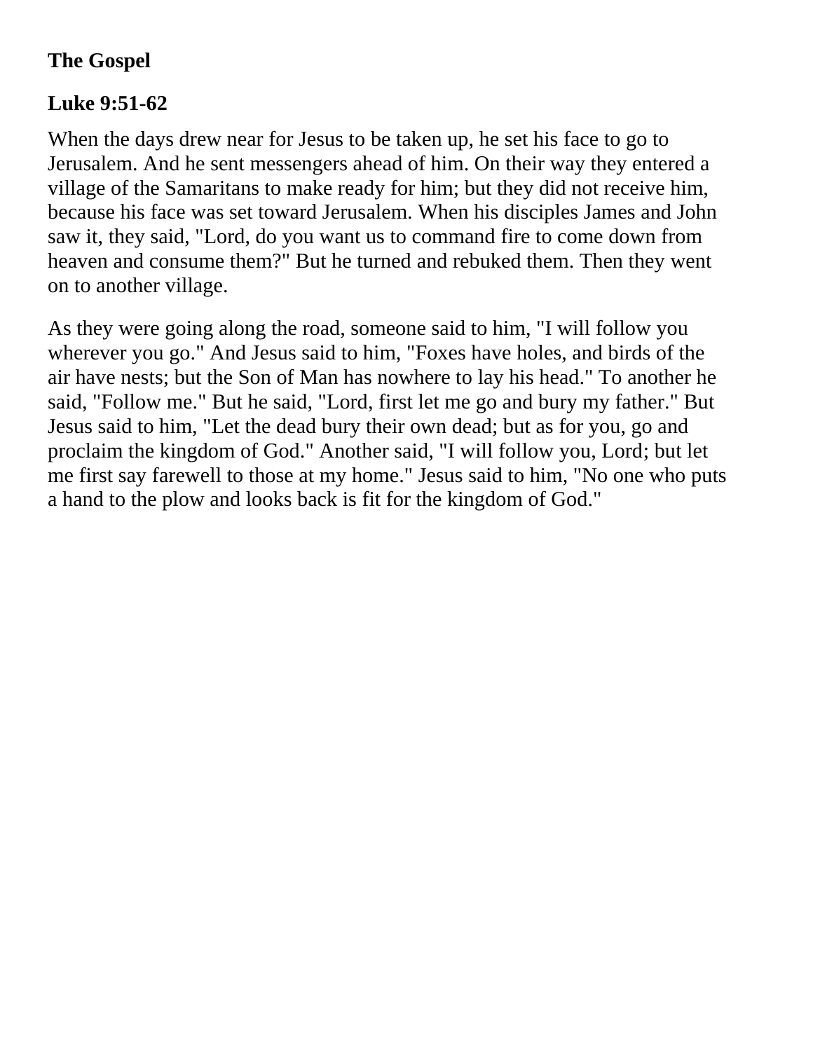**The Gospel**

**Luke 9:51-62**

When the days drew near for Jesus to be taken up, he set his face to go to Jerusalem. And he sent messengers ahead of him. On their way they entered a village of the Samaritans to make ready for him; but they did not receive him, because his face was set toward Jerusalem. When his disciples James and John saw it, they said, "Lord, do you want us to command fire to come down from heaven and consume them?" But he turned and rebuked them. Then they went on to another village.

As they were going along the road, someone said to him, "I will follow you wherever you go." And Jesus said to him, "Foxes have holes, and birds of the air have nests; but the Son of Man has nowhere to lay his head." To another he said, "Follow me." But he said, "Lord, first let me go and bury my father." But Jesus said to him, "Let the dead bury their own dead; but as for you, go and proclaim the kingdom of God." Another said, "I will follow you, Lord; but let me first say farewell to those at my home." Jesus said to him, "No one who puts a hand to the plow and looks back is fit for the kingdom of God."